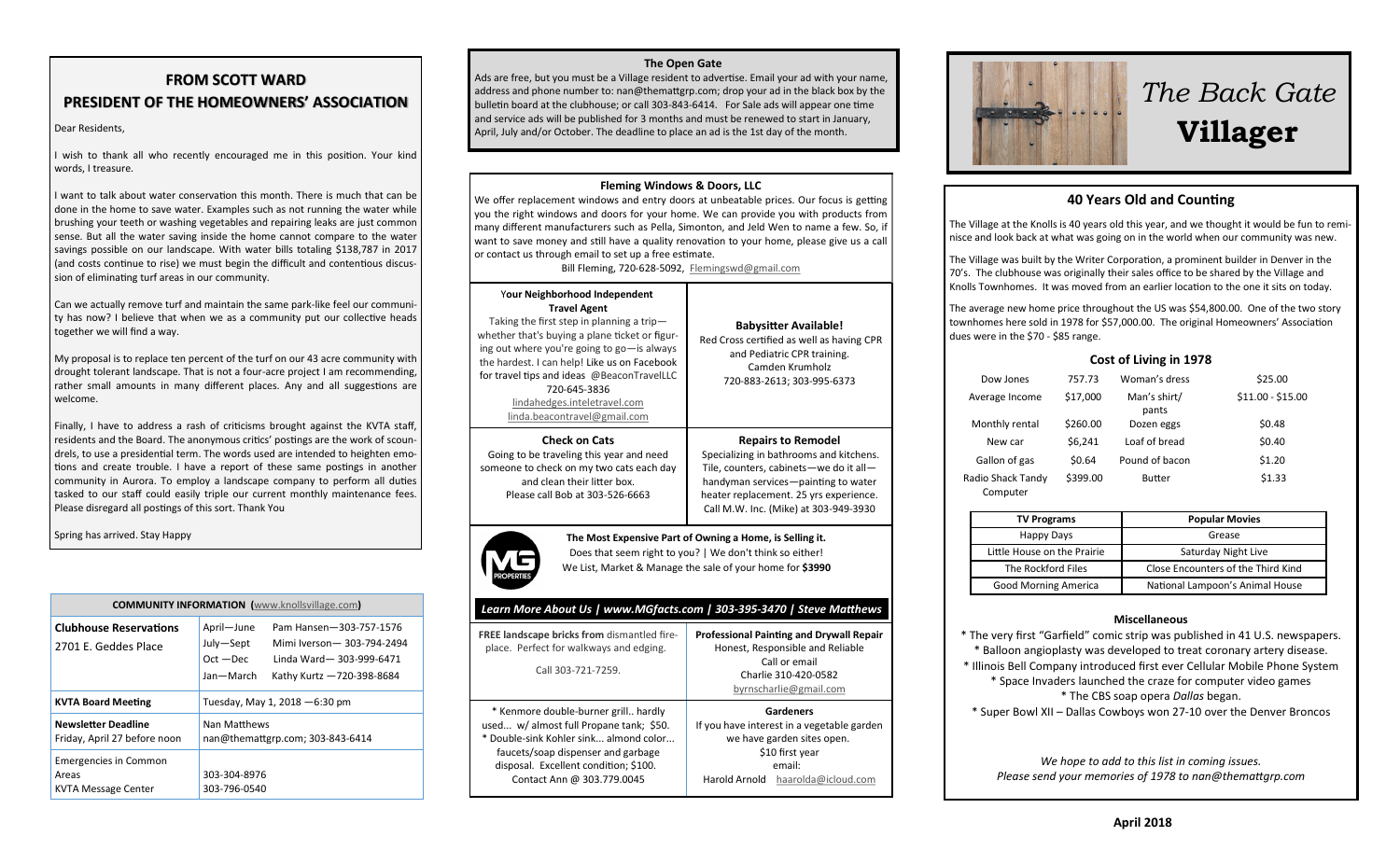## FROM SCOTT WARD
## PRESIDENT OF THE HOMEOWNERS' ASSOCIATION

Dear Residents,

I wish to thank all who recently encouraged me in this position. Your kind words, I treasure.

I want to talk about water conservation this month. There is much that can be done in the home to save water. Examples such as not running the water while brushing your teeth or washing vegetables and repairing leaks are just common sense. But all the water saving inside the home cannot compare to the water savings possible on our landscape. With water bills totaling $138,787 in 2017 (and costs continue to rise) we must begin the difficult and contentious discussion of eliminating turf areas in our community.

Can we actually remove turf and maintain the same park-like feel our community has now? I believe that when we as a community put our collective heads together we will find a way.

My proposal is to replace ten percent of the turf on our 43 acre community with drought tolerant landscape. That is not a four-acre project I am recommending, rather small amounts in many different places. Any and all suggestions are welcome.

Finally, I have to address a rash of criticisms brought against the KVTA staff, residents and the Board. The anonymous critics' postings are the work of scoundrels, to use a presidential term. The words used are intended to heighten emotions and create trouble. I have a report of these same postings in another community in Aurora. To employ a landscape company to perform all duties tasked to our staff could easily triple our current monthly maintenance fees. Please disregard all postings of this sort. Thank You

Spring has arrived. Stay Happy

| COMMUNITY INFORMATION (www.knollsvillage.com) | |
|---|---|
| **Clubhouse Reservations**<br>2701 E. Geddes Place | April—June Pam Hansen—303-757-1576<br>July—Sept Mimi Iverson— 303-794-2494<br>Oct —Dec Linda Ward— 303-999-6471<br>Jan—March Kathy Kurtz —720-398-8684 |
| **KVTA Board Meeting** | Tuesday, May 1, 2018 —6:30 pm |
| **Newsletter Deadline**<br>Friday, April 27 before noon | Nan Matthews<br>nan@themattgrp.com; 303-843-6414 |
| Emergencies in Common Areas<br>KVTA Message Center | 303-304-8976<br>303-796-0540 |

### The Open Gate

Ads are free, but you must be a Village resident to advertise. Email your ad with your name, address and phone number to: nan@themattgrp.com; drop your ad in the black box by the bulletin board at the clubhouse; or call 303-843-6414. For Sale ads will appear one time and service ads will be published for 3 months and must be renewed to start in January, April, July and/or October. The deadline to place an ad is the 1st day of the month.

**Fleming Windows & Doors, LLC**

We offer replacement windows and entry doors at unbeatable prices. Our focus is getting you the right windows and doors for your home. We can provide you with products from many different manufacturers such as Pella, Simonton, and Jeld Wen to name a few. So, if want to save money and still have a quality renovation to your home, please give us a call or contact us through email to set up a free estimate.

Bill Fleming, 720-628-5092, Flemingswd@gmail.com

**Your Neighborhood Independent Travel Agent**

Taking the first step in planning a trip—whether that's buying a plane ticket or figuring out where you're going to go—is always the hardest. I can help! Like us on Facebook for travel tips and ideas @BeaconTravelLLC
720-645-3836
lindahedges.inteletravel.com
linda.beacontravel@gmail.com

**Babysitter Available!**

Red Cross certified as well as having CPR and Pediatric CPR training.
Camden Krumholz
720-883-2613; 303-995-6373

**Check on Cats**

Going to be traveling this year and need someone to check on my two cats each day and clean their litter box.
Please call Bob at 303-526-6663

**Repairs to Remodel**

Specializing in bathrooms and kitchens. Tile, counters, cabinets—we do it all—handyman services—painting to water heater replacement. 25 yrs experience.
Call M.W. Inc. (Mike) at 303-949-3930

**The Most Expensive Part of Owning a Home, is Selling it.**
Does that seem right to you? | We don't think so either!
We List, Market & Manage the sale of your home for **$3990**

***Learn More About Us | www.MGfacts.com | 303-395-3470 | Steve Matthews***

**FREE landscape bricks from** dismantled fireplace. Perfect for walkways and edging.

Call 303-721-7259.

**Professional Painting and Drywall Repair**

Honest, Responsible and Reliable
Call or email
Charlie 310-420-0582
byrnscharlie@gmail.com

* Kenmore double-burner grill.. hardly used... w/ almost full Propane tank; $50.
* Double-sink Kohler sink... almond color... faucets/soap dispenser and garbage disposal. Excellent condition; $100.
Contact Ann @ 303.779.0045

**Gardeners**

If you have interest in a vegetable garden we have garden sites open.
$10 first year
email:
Harold Arnold haarolda@icloud.com

# *The Back Gate* Villager

## 40 Years Old and Counting

The Village at the Knolls is 40 years old this year, and we thought it would be fun to reminisce and look back at what was going on in the world when our community was new.

The Village was built by the Writer Corporation, a prominent builder in Denver in the 70's. The clubhouse was originally their sales office to be shared by the Village and Knolls Townhomes. It was moved from an earlier location to the one it sits on today.

The average new home price throughout the US was $54,800.00. One of the two story townhomes here sold in 1978 for $57,000.00. The original Homeowners' Association dues were in the $70 - $85 range.

### Cost of Living in 1978

| | | | |
|---|---|---|---|
| Dow Jones | 757.73 | Woman's dress | $25.00 |
| Average Income | $17,000 | Man's shirt/ pants | $11.00 - $15.00 |
| Monthly rental | $260.00 | Dozen eggs | $0.48 |
| New car | $6,241 | Loaf of bread | $0.40 |
| Gallon of gas | $0.64 | Pound of bacon | $1.20 |
| Radio Shack Tandy Computer | $399.00 | Butter | $1.33 |

| TV Programs | Popular Movies |
|---|---|
| Happy Days | Grease |
| Little House on the Prairie | Saturday Night Live |
| The Rockford Files | Close Encounters of the Third Kind |
| Good Morning America | National Lampoon's Animal House |

### Miscellaneous

* The very first "Garfield" comic strip was published in 41 U.S. newspapers.
* Balloon angioplasty was developed to treat coronary artery disease.
* Illinois Bell Company introduced first ever Cellular Mobile Phone System
* Space Invaders launched the craze for computer video games
* The CBS soap opera *Dallas* began.
* Super Bowl XII – Dallas Cowboys won 27-10 over the Denver Broncos

*We hope to add to this list in coming issues.*
*Please send your memories of 1978 to nan@themattgrp.com*

**April 2018**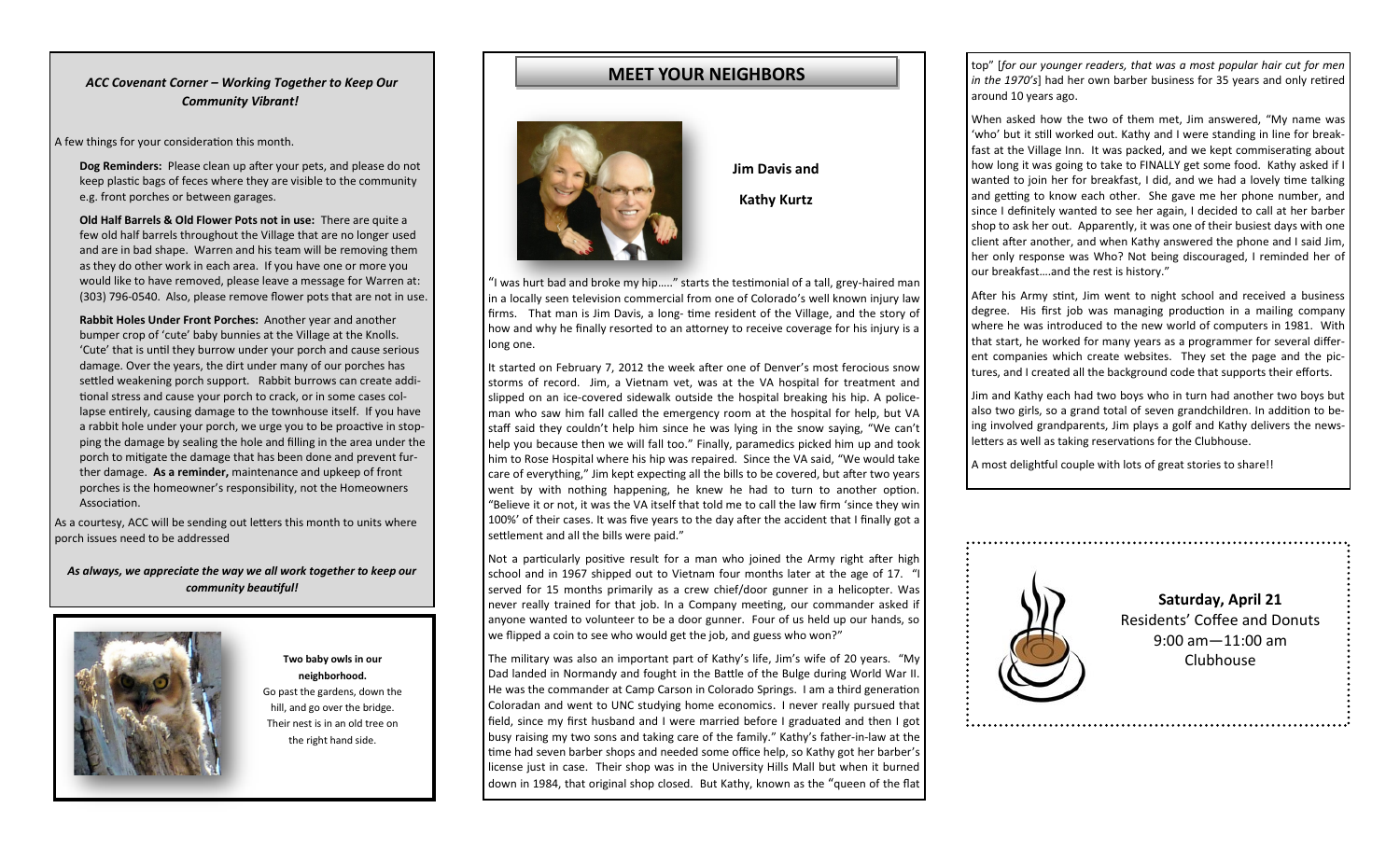### *ACC Covenant Corner – Working Together to Keep Our Community Vibrant!*

A few things for your consideration this month.

**Dog Reminders:** Please clean up after your pets, and please do not keep plastic bags of feces where they are visible to the community e.g. front porches or between garages.

**Old Half Barrels & Old Flower Pots not in use:** There are quite a few old half barrels throughout the Village that are no longer used and are in bad shape. Warren and his team will be removing them as they do other work in each area. If you have one or more you would like to have removed, please leave a message for Warren at: (303) 796-0540. Also, please remove flower pots that are not in use.

**Rabbit Holes Under Front Porches:** Another year and another bumper crop of 'cute' baby bunnies at the Village at the Knolls. 'Cute' that is until they burrow under your porch and cause serious damage. Over the years, the dirt under many of our porches has settled weakening porch support. Rabbit burrows can create additional stress and cause your porch to crack, or in some cases collapse entirely, causing damage to the townhouse itself. If you have a rabbit hole under your porch, we urge you to be proactive in stopping the damage by sealing the hole and filling in the area under the porch to mitigate the damage that has been done and prevent further damage. **As a reminder,** maintenance and upkeep of front porches is the homeowner's responsibility, not the Homeowners Association.

As a courtesy, ACC will be sending out letters this month to units where porch issues need to be addressed

***As always, we appreciate the way we all work together to keep our community beautiful!***

**Two baby owls in our neighborhood.**
Go past the gardens, down the hill, and go over the bridge. Their nest is in an old tree on the right hand side.

## MEET YOUR NEIGHBORS

**Jim Davis and**

**Kathy Kurtz**

"I was hurt bad and broke my hip….." starts the testimonial of a tall, grey-haired man in a locally seen television commercial from one of Colorado's well known injury law firms. That man is Jim Davis, a long- time resident of the Village, and the story of how and why he finally resorted to an attorney to receive coverage for his injury is a long one.

It started on February 7, 2012 the week after one of Denver's most ferocious snow storms of record. Jim, a Vietnam vet, was at the VA hospital for treatment and slipped on an ice-covered sidewalk outside the hospital breaking his hip. A policeman who saw him fall called the emergency room at the hospital for help, but VA staff said they couldn't help him since he was lying in the snow saying, "We can't help you because then we will fall too." Finally, paramedics picked him up and took him to Rose Hospital where his hip was repaired. Since the VA said, "We would take care of everything," Jim kept expecting all the bills to be covered, but after two years went by with nothing happening, he knew he had to turn to another option. "Believe it or not, it was the VA itself that told me to call the law firm 'since they win 100%' of their cases. It was five years to the day after the accident that I finally got a settlement and all the bills were paid."

Not a particularly positive result for a man who joined the Army right after high school and in 1967 shipped out to Vietnam four months later at the age of 17. "I served for 15 months primarily as a crew chief/door gunner in a helicopter. Was never really trained for that job. In a Company meeting, our commander asked if anyone wanted to volunteer to be a door gunner. Four of us held up our hands, so we flipped a coin to see who would get the job, and guess who won?"

The military was also an important part of Kathy's life, Jim's wife of 20 years. "My Dad landed in Normandy and fought in the Battle of the Bulge during World War II. He was the commander at Camp Carson in Colorado Springs. I am a third generation Coloradan and went to UNC studying home economics. I never really pursued that field, since my first husband and I were married before I graduated and then I got busy raising my two sons and taking care of the family." Kathy's father-in-law at the time had seven barber shops and needed some office help, so Kathy got her barber's license just in case. Their shop was in the University Hills Mall but when it burned down in 1984, that original shop closed. But Kathy, known as the "queen of the flat top" [*for our younger readers, that was a most popular hair cut for men in the 1970's*] had her own barber business for 35 years and only retired around 10 years ago.

When asked how the two of them met, Jim answered, "My name was 'who' but it still worked out. Kathy and I were standing in line for breakfast at the Village Inn. It was packed, and we kept commiserating about how long it was going to take to FINALLY get some food. Kathy asked if I wanted to join her for breakfast, I did, and we had a lovely time talking and getting to know each other. She gave me her phone number, and since I definitely wanted to see her again, I decided to call at her barber shop to ask her out. Apparently, it was one of their busiest days with one client after another, and when Kathy answered the phone and I said Jim, her only response was Who? Not being discouraged, I reminded her of our breakfast….and the rest is history."

After his Army stint, Jim went to night school and received a business degree. His first job was managing production in a mailing company where he was introduced to the new world of computers in 1981. With that start, he worked for many years as a programmer for several different companies which create websites. They set the page and the pictures, and I created all the background code that supports their efforts.

Jim and Kathy each had two boys who in turn had another two boys but also two girls, so a grand total of seven grandchildren. In addition to being involved grandparents, Jim plays a golf and Kathy delivers the newsletters as well as taking reservations for the Clubhouse.

A most delightful couple with lots of great stories to share!!

**Saturday, April 21**
Residents' Coffee and Donuts
9:00 am—11:00 am
Clubhouse